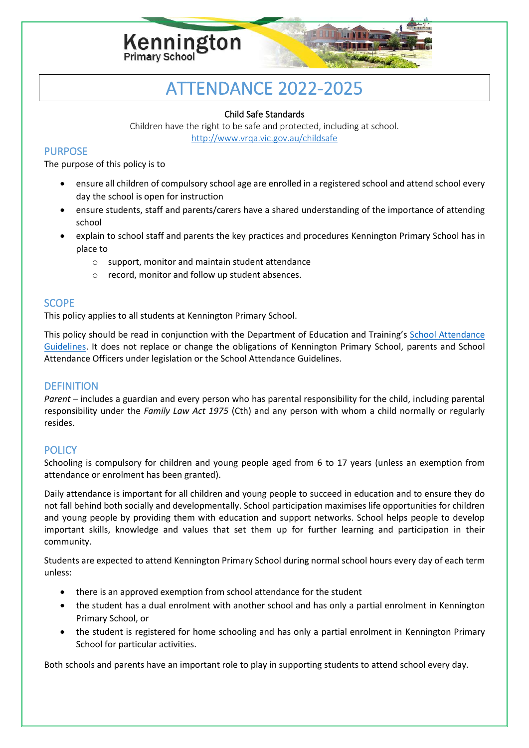Kennington
Primary School

# ATTENDANCE 2022-2025

**Child Safe Standards**

Children have the right to be safe and protected, including at school.

http://www.vrqa.vic.gov.au/childsafe

## PURPOSE

The purpose of this policy is to

- ensure all children of compulsory school age are enrolled in a registered school and attend school every day the school is open for instruction
- ensure students, staff and parents/carers have a shared understanding of the importance of attending school
- explain to school staff and parents the key practices and procedures Kennington Primary School has in place to
  - support, monitor and maintain student attendance
  - record, monitor and follow up student absences.

## SCOPE

This policy applies to all students at Kennington Primary School.

This policy should be read in conjunction with the Department of Education and Training's [School Attendance Guidelines](). It does not replace or change the obligations of Kennington Primary School, parents and School Attendance Officers under legislation or the School Attendance Guidelines.

## DEFINITION

*Parent* – includes a guardian and every person who has parental responsibility for the child, including parental responsibility under the *Family Law Act 1975* (Cth) and any person with whom a child normally or regularly resides.

## POLICY

Schooling is compulsory for children and young people aged from 6 to 17 years (unless an exemption from attendance or enrolment has been granted).

Daily attendance is important for all children and young people to succeed in education and to ensure they do not fall behind both socially and developmentally. School participation maximises life opportunities for children and young people by providing them with education and support networks. School helps people to develop important skills, knowledge and values that set them up for further learning and participation in their community.

Students are expected to attend Kennington Primary School during normal school hours every day of each term unless:

- there is an approved exemption from school attendance for the student
- the student has a dual enrolment with another school and has only a partial enrolment in Kennington Primary School, or
- the student is registered for home schooling and has only a partial enrolment in Kennington Primary School for particular activities.

Both schools and parents have an important role to play in supporting students to attend school every day.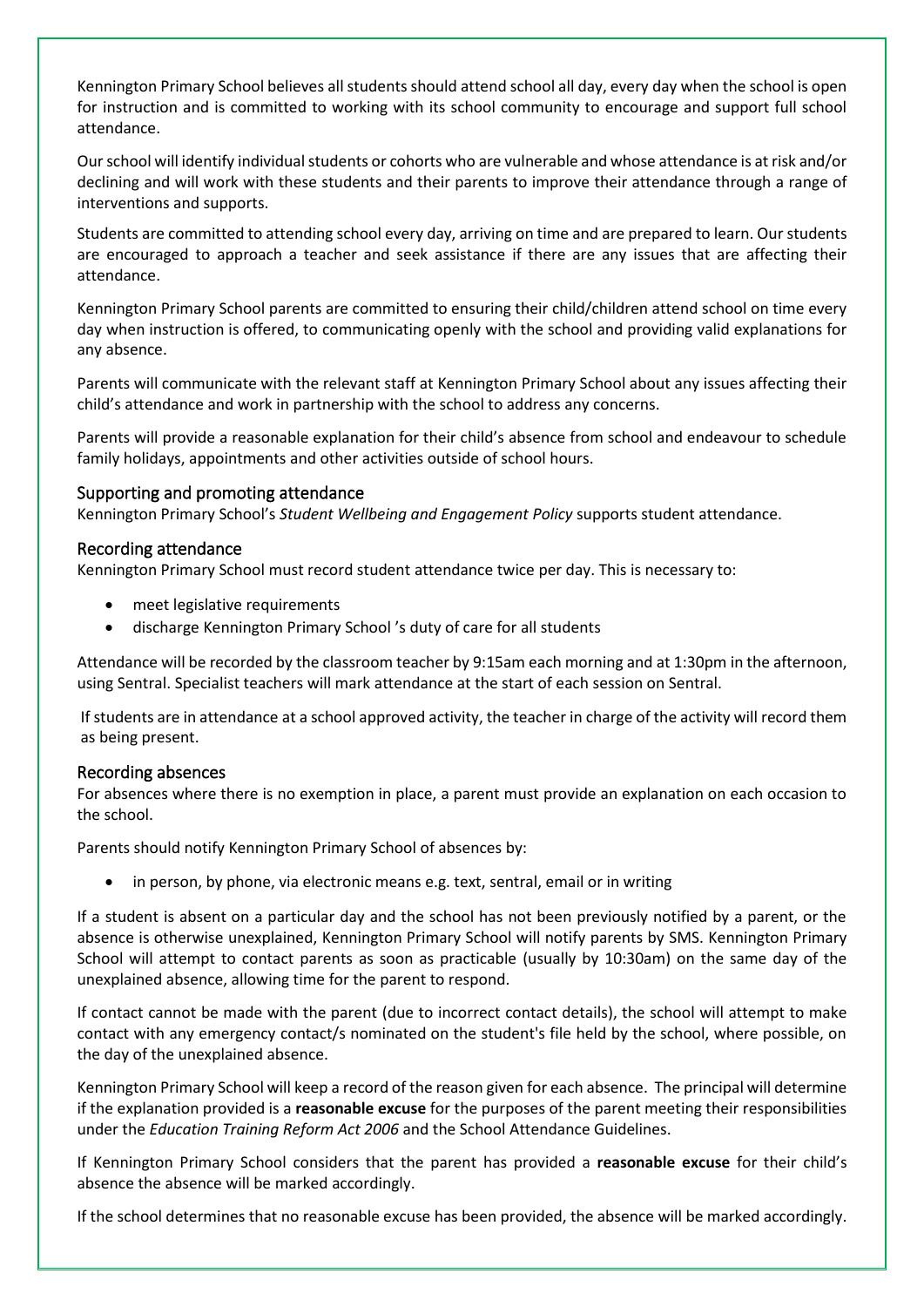Kennington Primary School believes all students should attend school all day, every day when the school is open for instruction and is committed to working with its school community to encourage and support full school attendance.

Our school will identify individual students or cohorts who are vulnerable and whose attendance is at risk and/or declining and will work with these students and their parents to improve their attendance through a range of interventions and supports.

Students are committed to attending school every day, arriving on time and are prepared to learn. Our students are encouraged to approach a teacher and seek assistance if there are any issues that are affecting their attendance.

Kennington Primary School parents are committed to ensuring their child/children attend school on time every day when instruction is offered, to communicating openly with the school and providing valid explanations for any absence.

Parents will communicate with the relevant staff at Kennington Primary School about any issues affecting their child's attendance and work in partnership with the school to address any concerns.

Parents will provide a reasonable explanation for their child's absence from school and endeavour to schedule family holidays, appointments and other activities outside of school hours.

## Supporting and promoting attendance

Kennington Primary School's *Student Wellbeing and Engagement Policy* supports student attendance.

## Recording attendance

Kennington Primary School must record student attendance twice per day. This is necessary to:

- meet legislative requirements
- discharge Kennington Primary School 's duty of care for all students

Attendance will be recorded by the classroom teacher by 9:15am each morning and at 1:30pm in the afternoon, using Sentral. Specialist teachers will mark attendance at the start of each session on Sentral.

If students are in attendance at a school approved activity, the teacher in charge of the activity will record them as being present.

## Recording absences

For absences where there is no exemption in place, a parent must provide an explanation on each occasion to the school.

Parents should notify Kennington Primary School of absences by:

- in person, by phone, via electronic means e.g. text, sentral, email or in writing

If a student is absent on a particular day and the school has not been previously notified by a parent, or the absence is otherwise unexplained, Kennington Primary School will notify parents by SMS. Kennington Primary School will attempt to contact parents as soon as practicable (usually by 10:30am) on the same day of the unexplained absence, allowing time for the parent to respond.

If contact cannot be made with the parent (due to incorrect contact details), the school will attempt to make contact with any emergency contact/s nominated on the student's file held by the school, where possible, on the day of the unexplained absence.

Kennington Primary School will keep a record of the reason given for each absence. The principal will determine if the explanation provided is a **reasonable excuse** for the purposes of the parent meeting their responsibilities under the *Education Training Reform Act 2006* and the School Attendance Guidelines.

If Kennington Primary School considers that the parent has provided a **reasonable excuse** for their child's absence the absence will be marked accordingly.

If the school determines that no reasonable excuse has been provided, the absence will be marked accordingly.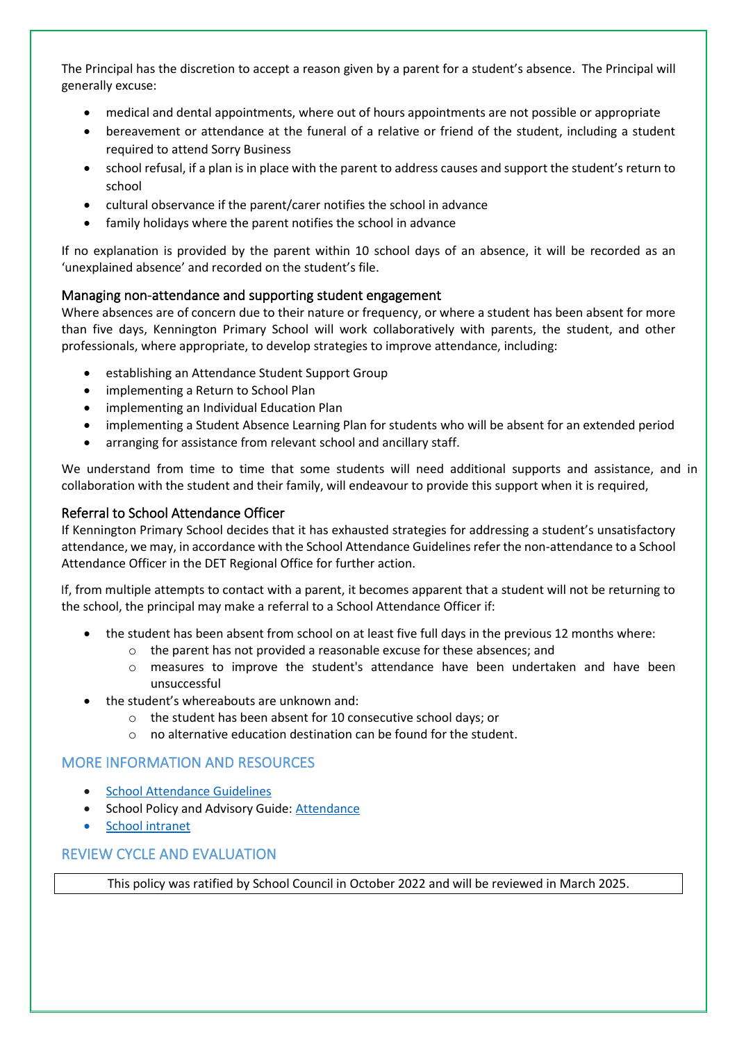The Principal has the discretion to accept a reason given by a parent for a student's absence. The Principal will generally excuse:

- medical and dental appointments, where out of hours appointments are not possible or appropriate
- bereavement or attendance at the funeral of a relative or friend of the student, including a student required to attend Sorry Business
- school refusal, if a plan is in place with the parent to address causes and support the student's return to school
- cultural observance if the parent/carer notifies the school in advance
- family holidays where the parent notifies the school in advance

If no explanation is provided by the parent within 10 school days of an absence, it will be recorded as an 'unexplained absence' and recorded on the student's file.

### Managing non-attendance and supporting student engagement

Where absences are of concern due to their nature or frequency, or where a student has been absent for more than five days, Kennington Primary School will work collaboratively with parents, the student, and other professionals, where appropriate, to develop strategies to improve attendance, including:

- establishing an Attendance Student Support Group
- implementing a Return to School Plan
- implementing an Individual Education Plan
- implementing a Student Absence Learning Plan for students who will be absent for an extended period
- arranging for assistance from relevant school and ancillary staff.

We understand from time to time that some students will need additional supports and assistance, and in collaboration with the student and their family, will endeavour to provide this support when it is required,

### Referral to School Attendance Officer

If Kennington Primary School decides that it has exhausted strategies for addressing a student's unsatisfactory attendance, we may, in accordance with the School Attendance Guidelines refer the non-attendance to a School Attendance Officer in the DET Regional Office for further action.

If, from multiple attempts to contact with a parent, it becomes apparent that a student will not be returning to the school, the principal may make a referral to a School Attendance Officer if:

- the student has been absent from school on at least five full days in the previous 12 months where:
  - the parent has not provided a reasonable excuse for these absences; and
  - measures to improve the student's attendance have been undertaken and have been unsuccessful
- the student's whereabouts are unknown and:
  - the student has been absent for 10 consecutive school days; or
  - no alternative education destination can be found for the student.

## MORE INFORMATION AND RESOURCES

- School Attendance Guidelines
- School Policy and Advisory Guide: Attendance
- School intranet

## REVIEW CYCLE AND EVALUATION

This policy was ratified by School Council in October 2022 and will be reviewed in March 2025.